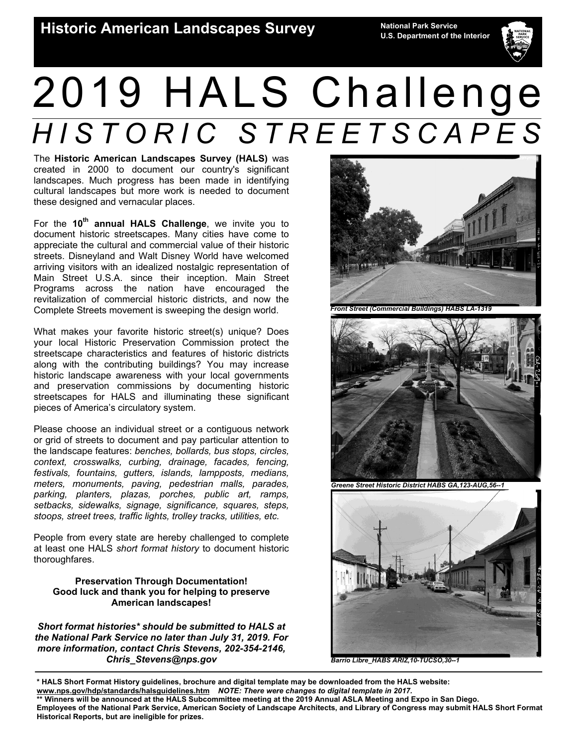**Historic American Landscapes Survey**

**National Park Service**
**U.S. Department of the Interior**

# 2019 HALS Challenge

## *HISTORIC STREETSCAPES*

The **Historic American Landscapes Survey (HALS)** was created in 2000 to document our country's significant landscapes. Much progress has been made in identifying cultural landscapes but more work is needed to document these designed and vernacular places.

For the **10th annual HALS Challenge**, we invite you to document historic streetscapes. Many cities have come to appreciate the cultural and commercial value of their historic streets. Disneyland and Walt Disney World have welcomed arriving visitors with an idealized nostalgic representation of Main Street U.S.A. since their inception. Main Street Programs across the nation have encouraged the revitalization of commercial historic districts, and now the Complete Streets movement is sweeping the design world.

What makes your favorite historic street(s) unique? Does your local Historic Preservation Commission protect the streetscape characteristics and features of historic districts along with the contributing buildings? You may increase historic landscape awareness with your local governments and preservation commissions by documenting historic streetscapes for HALS and illuminating these significant pieces of America's circulatory system.

Please choose an individual street or a contiguous network or grid of streets to document and pay particular attention to the landscape features: *benches, bollards, bus stops, circles, context, crosswalks, curbing, drainage, facades, fencing, festivals, fountains, gutters, islands, lampposts, medians, meters, monuments, paving, pedestrian malls, parades, parking, planters, plazas, porches, public art, ramps, setbacks, sidewalks, signage, significance, squares, steps, stoops, street trees, traffic lights, trolley tracks, utilities, etc.*

People from every state are hereby challenged to complete at least one HALS *short format history* to document historic thoroughfares.

**Preservation Through Documentation!**
**Good luck and thank you for helping to preserve American landscapes!**

***Short format histories\* should be submitted to HALS at the National Park Service no later than July 31, 2019. For more information, contact Chris Stevens, 202-354-2146, Chris_Stevens@nps.gov***

*Front Street (Commercial Buildings) HABS LA-1319*

*Greene Street Historic District HABS GA,123-AUG,56--1*

*Barrio Libre_HABS ARIZ,10-TUCSO,30--1*

---

**\* HALS Short Format History guidelines, brochure and digital template may be downloaded from the HALS website: www.nps.gov/hdp/standards/halsguidelines.htm** ***NOTE: There were changes to digital template in 2017.***
**\*\* Winners will be announced at the HALS Subcommittee meeting at the 2019 Annual ASLA Meeting and Expo in San Diego.**
**Employees of the National Park Service, American Society of Landscape Architects, and Library of Congress may submit HALS Short Format Historical Reports, but are ineligible for prizes.**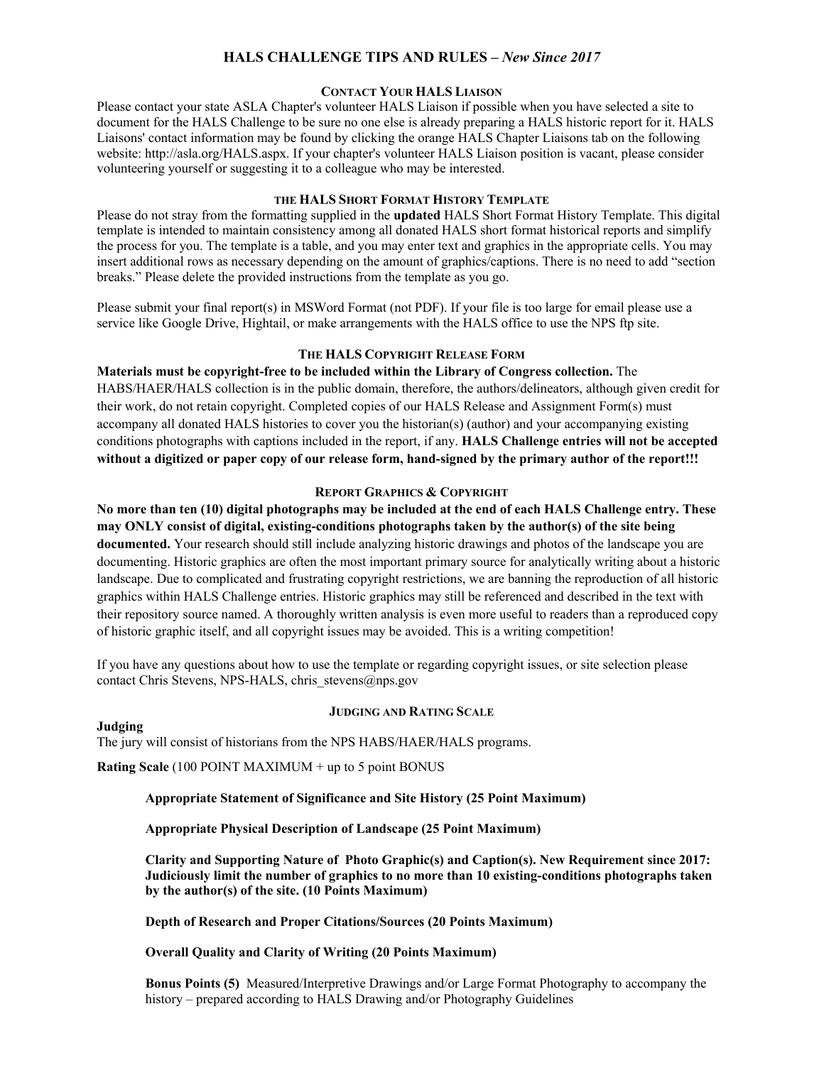# HALS CHALLENGE TIPS AND RULES – *New Since 2017*

## CONTACT YOUR HALS LIAISON

Please contact your state ASLA Chapter's volunteer HALS Liaison if possible when you have selected a site to document for the HALS Challenge to be sure no one else is already preparing a HALS historic report for it. HALS Liaisons' contact information may be found by clicking the orange HALS Chapter Liaisons tab on the following website: http://asla.org/HALS.aspx. If your chapter's volunteer HALS Liaison position is vacant, please consider volunteering yourself or suggesting it to a colleague who may be interested.

## THE HALS SHORT FORMAT HISTORY TEMPLATE

Please do not stray from the formatting supplied in the **updated** HALS Short Format History Template. This digital template is intended to maintain consistency among all donated HALS short format historical reports and simplify the process for you. The template is a table, and you may enter text and graphics in the appropriate cells. You may insert additional rows as necessary depending on the amount of graphics/captions. There is no need to add "section breaks." Please delete the provided instructions from the template as you go.

Please submit your final report(s) in MSWord Format (not PDF). If your file is too large for email please use a service like Google Drive, Hightail, or make arrangements with the HALS office to use the NPS ftp site.

## THE HALS COPYRIGHT RELEASE FORM

**Materials must be copyright-free to be included within the Library of Congress collection.** The HABS/HAER/HALS collection is in the public domain, therefore, the authors/delineators, although given credit for their work, do not retain copyright. Completed copies of our HALS Release and Assignment Form(s) must accompany all donated HALS histories to cover you the historian(s) (author) and your accompanying existing conditions photographs with captions included in the report, if any. **HALS Challenge entries will not be accepted without a digitized or paper copy of our release form, hand-signed by the primary author of the report!!!**

## REPORT GRAPHICS & COPYRIGHT

**No more than ten (10) digital photographs may be included at the end of each HALS Challenge entry. These may ONLY consist of digital, existing-conditions photographs taken by the author(s) of the site being documented.** Your research should still include analyzing historic drawings and photos of the landscape you are documenting. Historic graphics are often the most important primary source for analytically writing about a historic landscape. Due to complicated and frustrating copyright restrictions, we are banning the reproduction of all historic graphics within HALS Challenge entries. Historic graphics may still be referenced and described in the text with their repository source named. A thoroughly written analysis is even more useful to readers than a reproduced copy of historic graphic itself, and all copyright issues may be avoided. This is a writing competition!

If you have any questions about how to use the template or regarding copyright issues, or site selection please contact Chris Stevens, NPS-HALS, chris_stevens@nps.gov

## JUDGING AND RATING SCALE

**Judging**

The jury will consist of historians from the NPS HABS/HAER/HALS programs.

**Rating Scale** (100 POINT MAXIMUM + up to 5 point BONUS

**Appropriate Statement of Significance and Site History (25 Point Maximum)**

**Appropriate Physical Description of Landscape (25 Point Maximum)**

**Clarity and Supporting Nature of Photo Graphic(s) and Caption(s). New Requirement since 2017: Judiciously limit the number of graphics to no more than 10 existing-conditions photographs taken by the author(s) of the site. (10 Points Maximum)**

**Depth of Research and Proper Citations/Sources (20 Points Maximum)**

**Overall Quality and Clarity of Writing (20 Points Maximum)**

**Bonus Points (5)** Measured/Interpretive Drawings and/or Large Format Photography to accompany the history – prepared according to HALS Drawing and/or Photography Guidelines